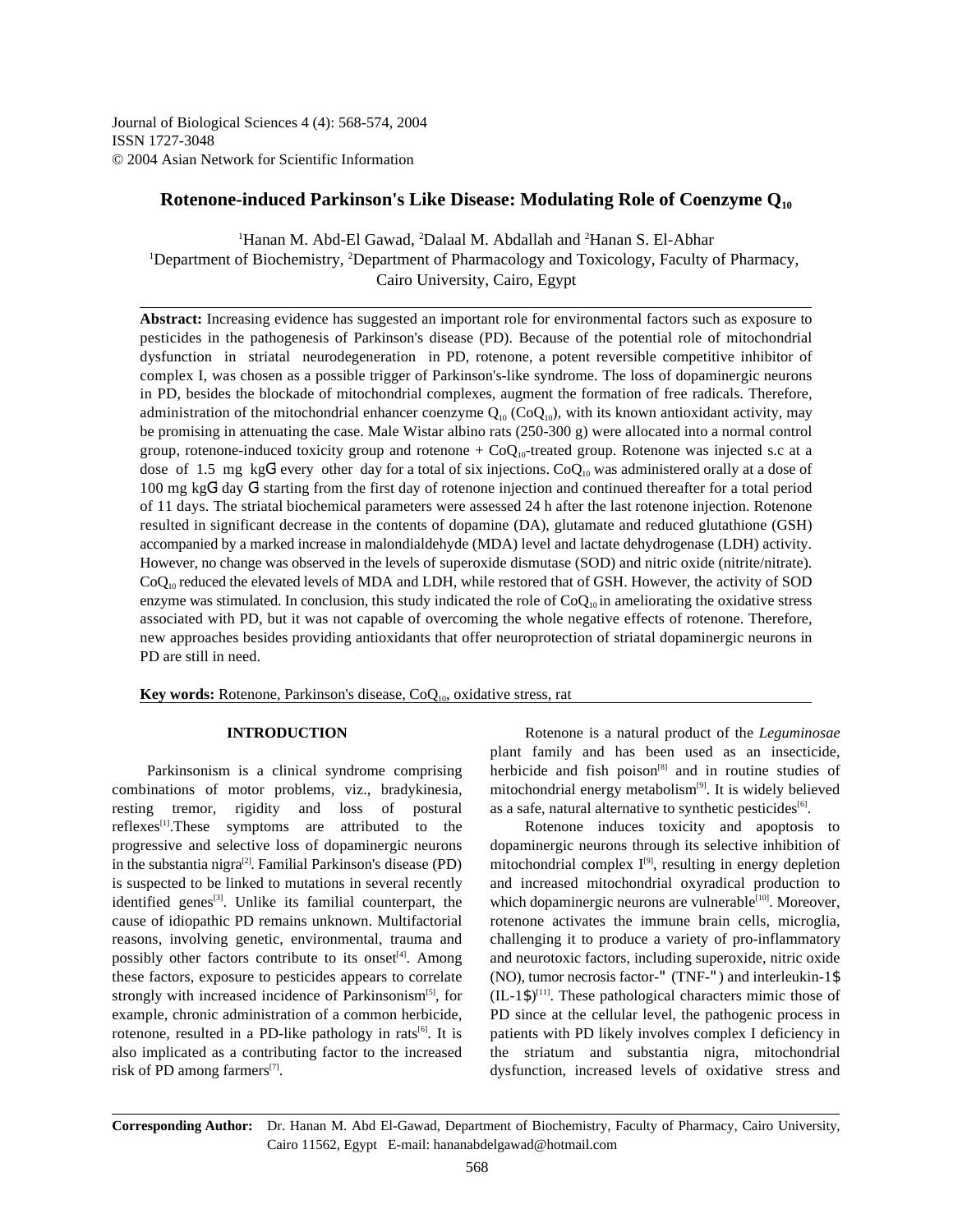Journal of Biological Sciences 4 (4): 568-574, 2004
ISSN 1727-3048
© 2004 Asian Network for Scientific Information

# Rotenone-induced Parkinson's Like Disease: Modulating Role of Coenzyme $Q_{10}$

[1]Hanan M. Abd-El Gawad, [2]Dalaal M. Abdallah and [2]Hanan S. El-Abhar
[1]Department of Biochemistry, [2]Department of Pharmacology and Toxicology, Faculty of Pharmacy, Cairo University, Cairo, Egypt

**Abstract:** Increasing evidence has suggested an important role for environmental factors such as exposure to pesticides in the pathogenesis of Parkinson's disease (PD). Because of the potential role of mitochondrial dysfunction in striatal neurodegeneration in PD, rotenone, a potent reversible competitive inhibitor of complex I, was chosen as a possible trigger of Parkinson's-like syndrome. The loss of dopaminergic neurons in PD, besides the blockade of mitochondrial complexes, augment the formation of free radicals. Therefore, administration of the mitochondrial enhancer coenzyme $Q_{10}$ ($CoQ_{10}$), with its known antioxidant activity, may be promising in attenuating the case. Male Wistar albino rats (250-300 g) were allocated into a normal control group, rotenone-induced toxicity group and rotenone + $CoQ_{10}$-treated group. Rotenone was injected s.c at a dose of 1.5 mg kg$^{-1}$ every other day for a total of six injections. $CoQ_{10}$ was administered orally at a dose of 100 mg kg$^{-1}$ day$^{-1}$ starting from the first day of rotenone injection and continued thereafter for a total period of 11 days. The striatal biochemical parameters were assessed 24 h after the last rotenone injection. Rotenone resulted in significant decrease in the contents of dopamine (DA), glutamate and reduced glutathione (GSH) accompanied by a marked increase in malondialdehyde (MDA) level and lactate dehydrogenase (LDH) activity. However, no change was observed in the levels of superoxide dismutase (SOD) and nitric oxide (nitrite/nitrate). $CoQ_{10}$ reduced the elevated levels of MDA and LDH, while restored that of GSH. However, the activity of SOD enzyme was stimulated. In conclusion, this study indicated the role of $CoQ_{10}$ in ameliorating the oxidative stress associated with PD, but it was not capable of overcoming the whole negative effects of rotenone. Therefore, new approaches besides providing antioxidants that offer neuroprotection of striatal dopaminergic neurons in PD are still in need.

**Key words:** Rotenone, Parkinson's disease, $CoQ_{10}$, oxidative stress, rat

## INTRODUCTION

Parkinsonism is a clinical syndrome comprising combinations of motor problems, viz., bradykinesia, resting tremor, rigidity and loss of postural reflexes[1].These symptoms are attributed to the progressive and selective loss of dopaminergic neurons in the substantia nigra[2]. Familial Parkinson's disease (PD) is suspected to be linked to mutations in several recently identified genes[3]. Unlike its familial counterpart, the cause of idiopathic PD remains unknown. Multifactorial reasons, involving genetic, environmental, trauma and possibly other factors contribute to its onset[4]. Among these factors, exposure to pesticides appears to correlate strongly with increased incidence of Parkinsonism[5], for example, chronic administration of a common herbicide, rotenone, resulted in a PD-like pathology in rats[6]. It is also implicated as a contributing factor to the increased risk of PD among farmers[7].

Rotenone is a natural product of the *Leguminosae* plant family and has been used as an insecticide, herbicide and fish poison[8] and in routine studies of mitochondrial energy metabolism[9]. It is widely believed as a safe, natural alternative to synthetic pesticides[6].

Rotenone induces toxicity and apoptosis to dopaminergic neurons through its selective inhibition of mitochondrial complex I[9], resulting in energy depletion and increased mitochondrial oxyradical production to which dopaminergic neurons are vulnerable[10]. Moreover, rotenone activates the immune brain cells, microglia, challenging it to produce a variety of pro-inflammatory and neurotoxic factors, including superoxide, nitric oxide (NO), tumor necrosis factor-α (TNF-α) and interleukin-1β (IL-1β)[11]. These pathological characters mimic those of PD since at the cellular level, the pathogenic process in patients with PD likely involves complex I deficiency in the striatum and substantia nigra, mitochondrial dysfunction, increased levels of oxidative stress and

**Corresponding Author:** Dr. Hanan M. Abd El-Gawad, Department of Biochemistry, Faculty of Pharmacy, Cairo University, Cairo 11562, Egypt E-mail: hananabdelgawad@hotmail.com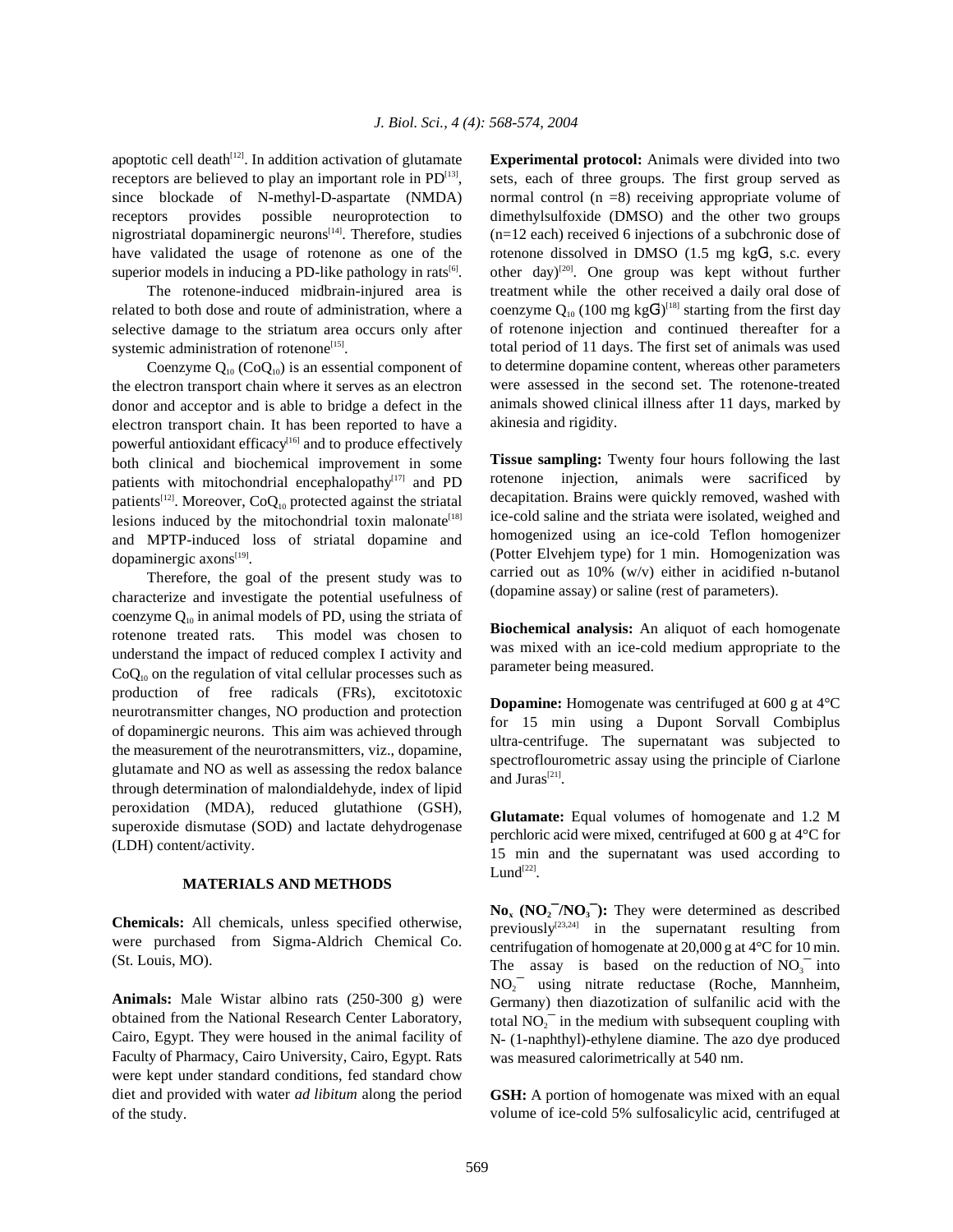apoptotic cell death[12]. In addition activation of glutamate receptors are believed to play an important role in PD[13], since blockade of N-methyl-D-aspartate (NMDA) receptors provides possible neuroprotection to nigrostriatal dopaminergic neurons[14]. Therefore, studies have validated the usage of rotenone as one of the superior models in inducing a PD-like pathology in rats[6].

The rotenone-induced midbrain-injured area is related to both dose and route of administration, where a selective damage to the striatum area occurs only after systemic administration of rotenone[15].

Coenzyme $Q_{10}$ ($CoQ_{10}$) is an essential component of the electron transport chain where it serves as an electron donor and acceptor and is able to bridge a defect in the electron transport chain. It has been reported to have a powerful antioxidant efficacy[16] and to produce effectively both clinical and biochemical improvement in some patients with mitochondrial encephalopathy[17] and PD patients[12]. Moreover, $CoQ_{10}$ protected against the striatal lesions induced by the mitochondrial toxin malonate[18] and MPTP-induced loss of striatal dopamine and dopaminergic axons[19].

Therefore, the goal of the present study was to characterize and investigate the potential usefulness of coenzyme $Q_{10}$ in animal models of PD, using the striata of rotenone treated rats. This model was chosen to understand the impact of reduced complex I activity and $CoQ_{10}$ on the regulation of vital cellular processes such as production of free radicals (FRs), excitotoxic neurotransmitter changes, NO production and protection of dopaminergic neurons. This aim was achieved through the measurement of the neurotransmitters, viz., dopamine, glutamate and NO as well as assessing the redox balance through determination of malondialdehyde, index of lipid peroxidation (MDA), reduced glutathione (GSH), superoxide dismutase (SOD) and lactate dehydrogenase (LDH) content/activity.

## MATERIALS AND METHODS

**Chemicals:** All chemicals, unless specified otherwise, were purchased from Sigma-Aldrich Chemical Co. (St. Louis, MO).

**Animals:** Male Wistar albino rats (250-300 g) were obtained from the National Research Center Laboratory, Cairo, Egypt. They were housed in the animal facility of Faculty of Pharmacy, Cairo University, Cairo, Egypt. Rats were kept under standard conditions, fed standard chow diet and provided with water *ad libitum* along the period of the study.

**Experimental protocol:** Animals were divided into two sets, each of three groups. The first group served as normal control (n =8) receiving appropriate volume of dimethylsulfoxide (DMSO) and the other two groups (n=12 each) received 6 injections of a subchronic dose of rotenone dissolved in DMSO (1.5 mg $kg^{-1}$, s.c. every other day)[20]. One group was kept without further treatment while the other received a daily oral dose of coenzyme $Q_{10}$ (100 mg $kg^{-1}$)[18] starting from the first day of rotenone injection and continued thereafter for a total period of 11 days. The first set of animals was used to determine dopamine content, whereas other parameters were assessed in the second set. The rotenone-treated animals showed clinical illness after 11 days, marked by akinesia and rigidity.

**Tissue sampling:** Twenty four hours following the last rotenone injection, animals were sacrificed by decapitation. Brains were quickly removed, washed with ice-cold saline and the striata were isolated, weighed and homogenized using an ice-cold Teflon homogenizer (Potter Elvehjem type) for 1 min. Homogenization was carried out as 10% (w/v) either in acidified n-butanol (dopamine assay) or saline (rest of parameters).

**Biochemical analysis:** An aliquot of each homogenate was mixed with an ice-cold medium appropriate to the parameter being measured.

**Dopamine:** Homogenate was centrifuged at 600 g at 4°C for 15 min using a Dupont Sorvall Combiplus ultra-centrifuge. The supernatant was subjected to spectroflourometric assay using the principle of Ciarlone and Juras[21].

**Glutamate:** Equal volumes of homogenate and 1.2 M perchloric acid were mixed, centrifuged at 600 g at 4°C for 15 min and the supernatant was used according to Lund[22].

**$No_x$ ($NO_2^-/NO_3^-$):** They were determined as described previously[23,24] in the supernatant resulting from centrifugation of homogenate at 20,000 g at 4°C for 10 min. The assay is based on the reduction of $NO_3^-$ into $NO_2^-$ using nitrate reductase (Roche, Mannheim, Germany) then diazotization of sulfanilic acid with the total $NO_2^-$ in the medium with subsequent coupling with N- (1-naphthyl)-ethylene diamine. The azo dye produced was measured calorimetrically at 540 nm.

**GSH:** A portion of homogenate was mixed with an equal volume of ice-cold 5% sulfosalicylic acid, centrifuged at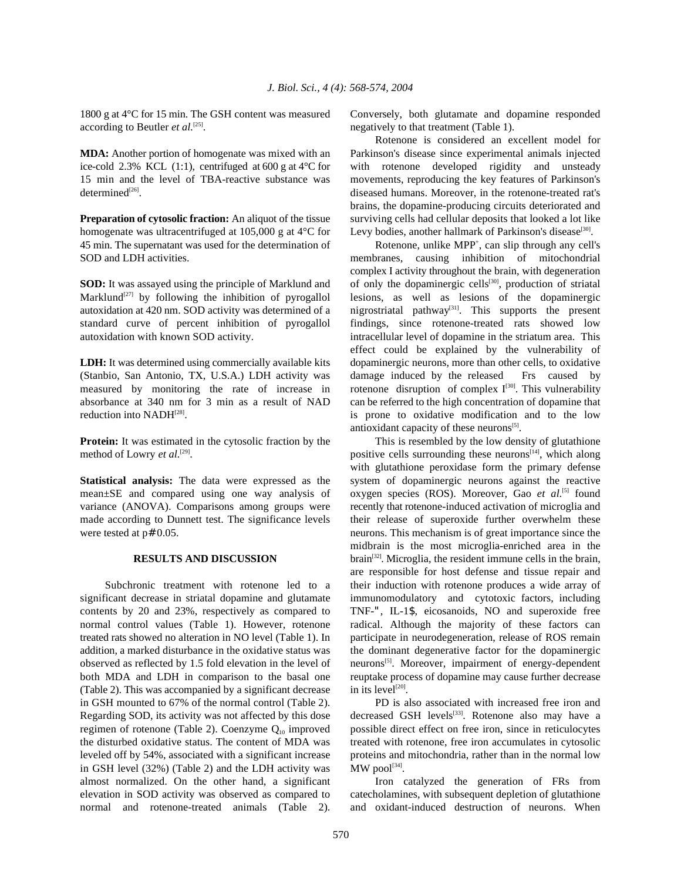1800 g at 4°C for 15 min. The GSH content was measured according to Beutler *et al.*[25].

**MDA:** Another portion of homogenate was mixed with an ice-cold 2.3% KCL (1:1), centrifuged at 600 g at 4°C for 15 min and the level of TBA-reactive substance was determined[26].

**Preparation of cytosolic fraction:** An aliquot of the tissue homogenate was ultracentrifuged at 105,000 g at 4°C for 45 min. The supernatant was used for the determination of SOD and LDH activities.

**SOD:** It was assayed using the principle of Marklund and Marklund[27] by following the inhibition of pyrogallol autoxidation at 420 nm. SOD activity was determined of a standard curve of percent inhibition of pyrogallol autoxidation with known SOD activity.

**LDH:** It was determined using commercially available kits (Stanbio, San Antonio, TX, U.S.A.) LDH activity was measured by monitoring the rate of increase in absorbance at 340 nm for 3 min as a result of NAD reduction into NADH[28].

**Protein:** It was estimated in the cytosolic fraction by the method of Lowry *et al.*[29].

**Statistical analysis:** The data were expressed as the mean±SE and compared using one way analysis of variance (ANOVA). Comparisons among groups were made according to Dunnett test. The significance levels were tested at $p \leq 0.05$.

## RESULTS AND DISCUSSION

Subchronic treatment with rotenone led to a significant decrease in striatal dopamine and glutamate contents by 20 and 23%, respectively as compared to normal control values (Table 1). However, rotenone treated rats showed no alteration in NO level (Table 1). In addition, a marked disturbance in the oxidative status was observed as reflected by 1.5 fold elevation in the level of both MDA and LDH in comparison to the basal one (Table 2). This was accompanied by a significant decrease in GSH mounted to 67% of the normal control (Table 2). Regarding SOD, its activity was not affected by this dose regimen of rotenone (Table 2). Coenzyme $Q_{10}$ improved the disturbed oxidative status. The content of MDA was leveled off by 54%, associated with a significant increase in GSH level (32%) (Table 2) and the LDH activity was almost normalized. On the other hand, a significant elevation in SOD activity was observed as compared to normal and rotenone-treated animals (Table 2). Conversely, both glutamate and dopamine responded negatively to that treatment (Table 1).

Rotenone is considered an excellent model for Parkinson's disease since experimental animals injected with rotenone developed rigidity and unsteady movements, reproducing the key features of Parkinson's diseased humans. Moreover, in the rotenone-treated rat's brains, the dopamine-producing circuits deteriorated and surviving cells had cellular deposits that looked a lot like Levy bodies, another hallmark of Parkinson's disease[30].

Rotenone, unlike $MPP^+$, can slip through any cell's membranes, causing inhibition of mitochondrial complex I activity throughout the brain, with degeneration of only the dopaminergic cells[30], production of striatal lesions, as well as lesions of the dopaminergic nigrostriatal pathway[31]. This supports the present findings, since rotenone-treated rats showed low intracellular level of dopamine in the striatum area. This effect could be explained by the vulnerability of dopaminergic neurons, more than other cells, to oxidative damage induced by the released Frs caused by rotenone disruption of complex I[30]. This vulnerability can be referred to the high concentration of dopamine that is prone to oxidative modification and to the low antioxidant capacity of these neurons[5].

This is resembled by the low density of glutathione positive cells surrounding these neurons[14], which along with glutathione peroxidase form the primary defense system of dopaminergic neurons against the reactive oxygen species (ROS). Moreover, Gao *et al.*[5] found recently that rotenone-induced activation of microglia and their release of superoxide further overwhelm these neurons. This mechanism is of great importance since the midbrain is the most microglia-enriched area in the brain[32]. Microglia, the resident immune cells in the brain, are responsible for host defense and tissue repair and their induction with rotenone produces a wide array of immunomodulatory and cytotoxic factors, including TNF-$\alpha$, IL-1$\beta$, eicosanoids, NO and superoxide free radical. Although the majority of these factors can participate in neurodegeneration, release of ROS remain the dominant degenerative factor for the dopaminergic neurons[5]. Moreover, impairment of energy-dependent reuptake process of dopamine may cause further decrease in its level[20].

PD is also associated with increased free iron and decreased GSH levels[33]. Rotenone also may have a possible direct effect on free iron, since in reticulocytes treated with rotenone, free iron accumulates in cytosolic proteins and mitochondria, rather than in the normal low MW pool[34].

Iron catalyzed the generation of FRs from catecholamines, with subsequent depletion of glutathione and oxidant-induced destruction of neurons. When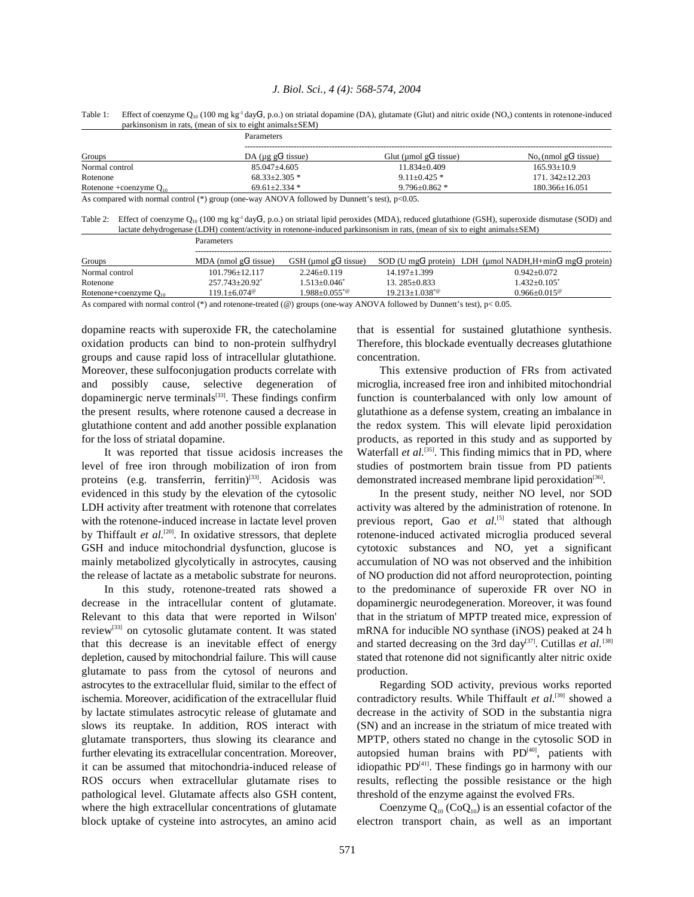Table 1: Effect of coenzyme $Q_{10}$ (100 mg $kg^{-1}$ day$^{-1}$, p.o.) on striatal dopamine (DA), glutamate (Glut) and nitric oxide ($NO_x$) contents in rotenone-induced parkinsonism in rats, (mean of six to eight animals±SEM)

| Groups | Parameters | | |
|---|---|---|---|
| | DA (µg $g^{-1}$ tissue) | Glut (µmol $g^{-1}$ tissue) | $No_x$ (nmol $g^{-1}$ tissue) |
| Normal control | 85.047±4.605 | 11.834±0.409 | 165.93±10.9 |
| Rotenone | 68.33±2.305 * | 9.11±0.425 * | 171. 342±12.203 |
| Rotenone +coenzyme $Q_{10}$ | 69.61±2.334 * | 9.796±0.862 * | 180.366±16.051 |

As compared with normal control (*) group (one-way ANOVA followed by Dunnett's test), $p<0.05$.

Table 2: Effect of coenzyme $Q_{10}$ (100 mg $kg^{-1}$ day$^{-1}$, p.o.) on striatal lipid peroxides (MDA), reduced glutathione (GSH), superoxide dismutase (SOD) and lactate dehydrogenase (LDH) content/activity in rotenone-induced parkinsonism in rats, (mean of six to eight animals±SEM)

| Groups | Parameters | | | |
|---|---|---|---|---|
| | MDA (nmol $g^{-1}$ tissue) | GSH (µmol $g^{-1}$ tissue) | SOD (U $mg^{-1}$ protein) | LDH (µmol NADH,H+$min^{-1}$ $mg^{-1}$ protein) |
| Normal control | 101.796±12.117 | 2.246±0.119 | 14.197±1.399 | 0.942±0.072 |
| Rotenone | 257.743±20.92* | 1.513±0.046* | 13. 285±0.833 | 1.432±0.105* |
| Rotenone+coenzyme $Q_{10}$ | 119.1±6.074@ | 1.988±0.055*@ | 19.213±1.038*@ | 0.966±0.015@ |

As compared with normal control (*) and rotenone-treated (@) groups (one-way ANOVA followed by Dunnett's test), $p< 0.05$.

dopamine reacts with superoxide FR, the catecholamine oxidation products can bind to non-protein sulfhydryl groups and cause rapid loss of intracellular glutathione. Moreover, these sulfoconjugation products correlate with and possibly cause, selective degeneration of dopaminergic nerve terminals[33]. These findings confirm the present results, where rotenone caused a decrease in glutathione content and add another possible explanation for the loss of striatal dopamine.

It was reported that tissue acidosis increases the level of free iron through mobilization of iron from proteins (e.g. transferrin, ferritin)[33]. Acidosis was evidenced in this study by the elevation of the cytosolic LDH activity after treatment with rotenone that correlates with the rotenone-induced increase in lactate level proven by Thiffault *et al.*[20]. In oxidative stressors, that deplete GSH and induce mitochondrial dysfunction, glucose is mainly metabolized glycolytically in astrocytes, causing the release of lactate as a metabolic substrate for neurons.

In this study, rotenone-treated rats showed a decrease in the intracellular content of glutamate. Relevant to this data that were reported in Wilson' review[33] on cytosolic glutamate content. It was stated that this decrease is an inevitable effect of energy depletion, caused by mitochondrial failure. This will cause glutamate to pass from the cytosol of neurons and astrocytes to the extracellular fluid, similar to the effect of ischemia. Moreover, acidification of the extracellular fluid by lactate stimulates astrocytic release of glutamate and slows its reuptake. In addition, ROS interact with glutamate transporters, thus slowing its clearance and further elevating its extracellular concentration. Moreover, it can be assumed that mitochondria-induced release of ROS occurs when extracellular glutamate rises to pathological level. Glutamate affects also GSH content, where the high extracellular concentrations of glutamate block uptake of cysteine into astrocytes, an amino acid that is essential for sustained glutathione synthesis. Therefore, this blockade eventually decreases glutathione concentration.

This extensive production of FRs from activated microglia, increased free iron and inhibited mitochondrial function is counterbalanced with only low amount of glutathione as a defense system, creating an imbalance in the redox system. This will elevate lipid peroxidation products, as reported in this study and as supported by Waterfall *et al.*[35]. This finding mimics that in PD, where studies of postmortem brain tissue from PD patients demonstrated increased membrane lipid peroxidation[36].

In the present study, neither NO level, nor SOD activity was altered by the administration of rotenone. In previous report, Gao *et al.*[5] stated that although rotenone-induced activated microglia produced several cytotoxic substances and NO, yet a significant accumulation of NO was not observed and the inhibition of NO production did not afford neuroprotection, pointing to the predominance of superoxide FR over NO in dopaminergic neurodegeneration. Moreover, it was found that in the striatum of MPTP treated mice, expression of mRNA for inducible NO synthase (iNOS) peaked at 24 h and started decreasing on the 3rd day[37]. Cutillas *et al.*[38] stated that rotenone did not significantly alter nitric oxide production.

Regarding SOD activity, previous works reported contradictory results. While Thiffault *et al.*[39] showed a decrease in the activity of SOD in the substantia nigra (SN) and an increase in the striatum of mice treated with MPTP, others stated no change in the cytosolic SOD in autopsied human brains with PD[40], patients with idiopathic PD[41]. These findings go in harmony with our results, reflecting the possible resistance or the high threshold of the enzyme against the evolved FRs.

Coenzyme $Q_{10}$ ($CoQ_{10}$) is an essential cofactor of the electron transport chain, as well as an important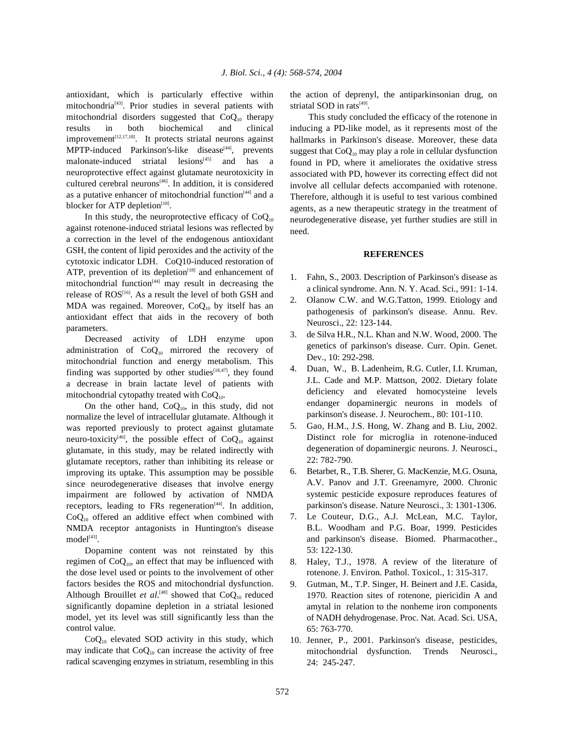antioxidant, which is particularly effective within mitochondria[43]. Prior studies in several patients with mitochondrial disorders suggested that $CoQ_{10}$ therapy results in both biochemical and clinical improvement[12,17,18]. It protects striatal neurons against MPTP-induced Parkinson's-like disease[44], prevents malonate-induced striatal lesions[45] and has a neuroprotective effect against glutamate neurotoxicity in cultured cerebral neurons[46]. In addition, it is considered as a putative enhancer of mitochondrial function[44] and a blocker for ATP depletion[18].

In this study, the neuroprotective efficacy of $CoQ_{10}$ against rotenone-induced striatal lesions was reflected by a correction in the level of the endogenous antioxidant GSH, the content of lipid peroxides and the activity of the cytotoxic indicator LDH. CoQ10-induced restoration of ATP, prevention of its depletion[18] and enhancement of mitochondrial function[44] may result in decreasing the release of ROS[16]. As a result the level of both GSH and MDA was regained. Moreover, $CoQ_{10}$ by itself has an antioxidant effect that aids in the recovery of both parameters.

Decreased activity of LDH enzyme upon administration of $CoQ_{10}$ mirrored the recovery of mitochondrial function and energy metabolism. This finding was supported by other studies[18,47], they found a decrease in brain lactate level of patients with mitochondrial cytopathy treated with $CoQ_{10}$.

On the other hand, $CoQ_{10}$, in this study, did not normalize the level of intracellular glutamate. Although it was reported previously to protect against glutamate neuro-toxicity[46], the possible effect of $CoQ_{10}$ against glutamate, in this study, may be related indirectly with glutamate receptors, rather than inhibiting its release or improving its uptake. This assumption may be possible since neurodegenerative diseases that involve energy impairment are followed by activation of NMDA receptors, leading to FRs regeneration[44]. In addition, $CoQ_{10}$ offered an additive effect when combined with NMDA receptor antagonists in Huntington's disease model[43].

Dopamine content was not reinstated by this regimen of $CoQ_{10}$, an effect that may be influenced with the dose level used or points to the involvement of other factors besides the ROS and mitochondrial dysfunction. Although Brouillet *et al.*[48] showed that $CoQ_{10}$ reduced significantly dopamine depletion in a striatal lesioned model, yet its level was still significantly less than the control value.

$CoQ_{10}$ elevated SOD activity in this study, which may indicate that $CoQ_{10}$ can increase the activity of free radical scavenging enzymes in striatum, resembling in this the action of deprenyl, the antiparkinsonian drug, on striatal SOD in rats[49].

This study concluded the efficacy of the rotenone in inducing a PD-like model, as it represents most of the hallmarks in Parkinson's disease. Moreover, these data suggest that $CoQ_{10}$ may play a role in cellular dysfunction found in PD, where it ameliorates the oxidative stress associated with PD, however its correcting effect did not involve all cellular defects accompanied with rotenone. Therefore, although it is useful to test various combined agents, as a new therapeutic strategy in the treatment of neurodegenerative disease, yet further studies are still in need.

## REFERENCES

1. Fahn, S., 2003. Description of Parkinson's disease as a clinical syndrome. Ann. N. Y. Acad. Sci., 991: 1-14.
2. Olanow C.W. and W.G.Tatton, 1999. Etiology and pathogenesis of parkinson's disease. Annu. Rev. Neurosci., 22: 123-144.
3. de Silva H.R., N.L. Khan and N.W. Wood, 2000. The genetics of parkinson's disease. Curr. Opin. Genet. Dev., 10: 292-298.
4. Duan, W., B. Ladenheim, R.G. Cutler, I.I. Kruman, J.L. Cade and M.P. Mattson, 2002. Dietary folate deficiency and elevated homocysteine levels endanger dopaminergic neurons in models of parkinson's disease. J. Neurochem., 80: 101-110.
5. Gao, H.M., J.S. Hong, W. Zhang and B. Liu, 2002. Distinct role for microglia in rotenone-induced degeneration of dopaminergic neurons. J. Neurosci., 22: 782-790.
6. Betarbet, R., T.B. Sherer, G. MacKenzie, M.G. Osuna, A.V. Panov and J.T. Greenamyre, 2000. Chronic systemic pesticide exposure reproduces features of parkinson's disease. Nature Neurosci., 3: 1301-1306.
7. Le Couteur, D.G., A.J. McLean, M.C. Taylor, B.L. Woodham and P.G. Boar, 1999. Pesticides and parkinson's disease. Biomed. Pharmacother., 53: 122-130.
8. Haley, T.J., 1978. A review of the literature of rotenone. J. Environ. Pathol. Toxicol., 1: 315-317.
9. Gutman, M., T.P. Singer, H. Beinert and J.E. Casida, 1970. Reaction sites of rotenone, piericidin A and amytal in relation to the nonheme iron components of NADH dehydrogenase. Proc. Nat. Acad. Sci. USA, 65: 763-770.
10. Jenner, P., 2001. Parkinson's disease, pesticides, mitochondrial dysfunction. Trends Neurosci., 24: 245-247.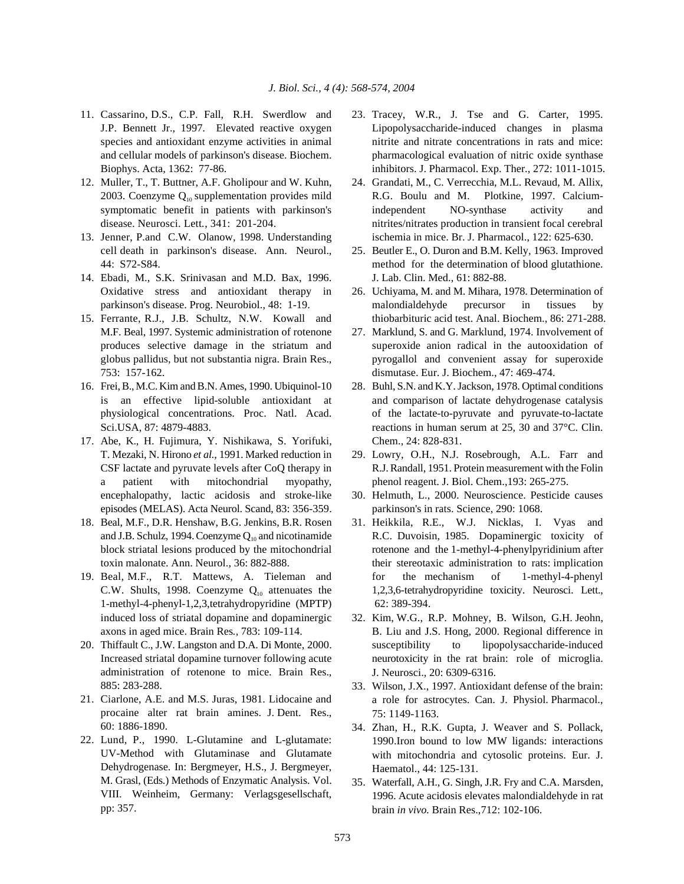11. Cassarino, D.S., C.P. Fall, R.H. Swerdlow and J.P. Bennett Jr., 1997. Elevated reactive oxygen species and antioxidant enzyme activities in animal and cellular models of parkinson's disease. Biochem. Biophys. Acta, 1362: 77-86.
12. Muller, T., T. Buttner, A.F. Gholipour and W. Kuhn, 2003. Coenzyme $Q_{10}$ supplementation provides mild symptomatic benefit in patients with parkinson's disease. Neurosci. Lett., 341: 201-204.
13. Jenner, P.and C.W. Olanow, 1998. Understanding cell death in parkinson's disease. Ann. Neurol., 44: S72-S84.
14. Ebadi, M., S.K. Srinivasan and M.D. Bax, 1996. Oxidative stress and antioxidant therapy in parkinson's disease. Prog. Neurobiol., 48: 1-19.
15. Ferrante, R.J., J.B. Schultz, N.W. Kowall and M.F. Beal, 1997. Systemic administration of rotenone produces selective damage in the striatum and globus pallidus, but not substantia nigra. Brain Res., 753: 157-162.
16. Frei, B., M.C. Kim and B.N. Ames, 1990. Ubiquinol-10 is an effective lipid-soluble antioxidant at physiological concentrations. Proc. Natl. Acad. Sci.USA, 87: 4879-4883.
17. Abe, K., H. Fujimura, Y. Nishikawa, S. Yorifuki, T. Mezaki, N. Hirono *et al.*, 1991. Marked reduction in CSF lactate and pyruvate levels after CoQ therapy in a patient with mitochondrial myopathy, encephalopathy, lactic acidosis and stroke-like episodes (MELAS). Acta Neurol. Scand, 83: 356-359.
18. Beal, M.F., D.R. Henshaw, B.G. Jenkins, B.R. Rosen and J.B. Schulz, 1994. Coenzyme $Q_{10}$ and nicotinamide block striatal lesions produced by the mitochondrial toxin malonate. Ann. Neurol., 36: 882-888.
19. Beal, M.F., R.T. Mattews, A. Tieleman and C.W. Shults, 1998. Coenzyme $Q_{10}$ attenuates the 1-methyl-4-phenyl-1,2,3,tetrahydropyridine (MPTP) induced loss of striatal dopamine and dopaminergic axons in aged mice. Brain Res., 783: 109-114.
20. Thiffault C., J.W. Langston and D.A. Di Monte, 2000. Increased striatal dopamine turnover following acute administration of rotenone to mice. Brain Res., 885: 283-288.
21. Ciarlone, A.E. and M.S. Juras, 1981. Lidocaine and procaine alter rat brain amines. J. Dent. Res., 60: 1886-1890.
22. Lund, P., 1990. L-Glutamine and L-glutamate: UV-Method with Glutaminase and Glutamate Dehydrogenase. In: Bergmeyer, H.S., J. Bergmeyer, M. Grasl, (Eds.) Methods of Enzymatic Analysis. Vol. VIII. Weinheim, Germany: Verlagsgesellschaft, pp: 357.
23. Tracey, W.R., J. Tse and G. Carter, 1995. Lipopolysaccharide-induced changes in plasma nitrite and nitrate concentrations in rats and mice: pharmacological evaluation of nitric oxide synthase inhibitors. J. Pharmacol. Exp. Ther., 272: 1011-1015.
24. Grandati, M., C. Verrecchia, M.L. Revaud, M. Allix, R.G. Boulu and M. Plotkine, 1997. Calcium-independent NO-synthase activity and nitrites/nitrates production in transient focal cerebral ischemia in mice. Br. J. Pharmacol., 122: 625-630.
25. Beutler E., O. Duron and B.M. Kelly, 1963. Improved method for the determination of blood glutathione. J. Lab. Clin. Med., 61: 882-88.
26. Uchiyama, M. and M. Mihara, 1978. Determination of malondialdehyde precursor in tissues by thiobarbituric acid test. Anal. Biochem., 86: 271-288.
27. Marklund, S. and G. Marklund, 1974. Involvement of superoxide anion radical in the autooxidation of pyrogallol and convenient assay for superoxide dismutase. Eur. J. Biochem., 47: 469-474.
28. Buhl, S.N. and K.Y. Jackson, 1978. Optimal conditions and comparison of lactate dehydrogenase catalysis of the lactate-to-pyruvate and pyruvate-to-lactate reactions in human serum at 25, 30 and 37°C. Clin. Chem., 24: 828-831.
29. Lowry, O.H., N.J. Rosebrough, A.L. Farr and R.J. Randall, 1951. Protein measurement with the Folin phenol reagent. J. Biol. Chem.,193: 265-275.
30. Helmuth, L., 2000. Neuroscience. Pesticide causes parkinson's in rats. Science, 290: 1068.
31. Heikkila, R.E., W.J. Nicklas, I. Vyas and R.C. Duvoisin, 1985. Dopaminergic toxicity of rotenone and the 1-methyl-4-phenylpyridinium after their stereotaxic administration to rats: implication for the mechanism of 1-methyl-4-phenyl 1,2,3,6-tetrahydropyridine toxicity. Neurosci. Lett., 62: 389-394.
32. Kim, W.G., R.P. Mohney, B. Wilson, G.H. Jeohn, B. Liu and J.S. Hong, 2000. Regional difference in susceptibility to lipopolysaccharide-induced neurotoxicity in the rat brain: role of microglia. J. Neurosci., 20: 6309-6316.
33. Wilson, J.X., 1997. Antioxidant defense of the brain: a role for astrocytes. Can. J. Physiol. Pharmacol., 75: 1149-1163.
34. Zhan, H., R.K. Gupta, J. Weaver and S. Pollack, 1990.Iron bound to low MW ligands: interactions with mitochondria and cytosolic proteins. Eur. J. Haematol., 44: 125-131.
35. Waterfall, A.H., G. Singh, J.R. Fry and C.A. Marsden, 1996. Acute acidosis elevates malondialdehyde in rat brain *in vivo.* Brain Res.,712: 102-106.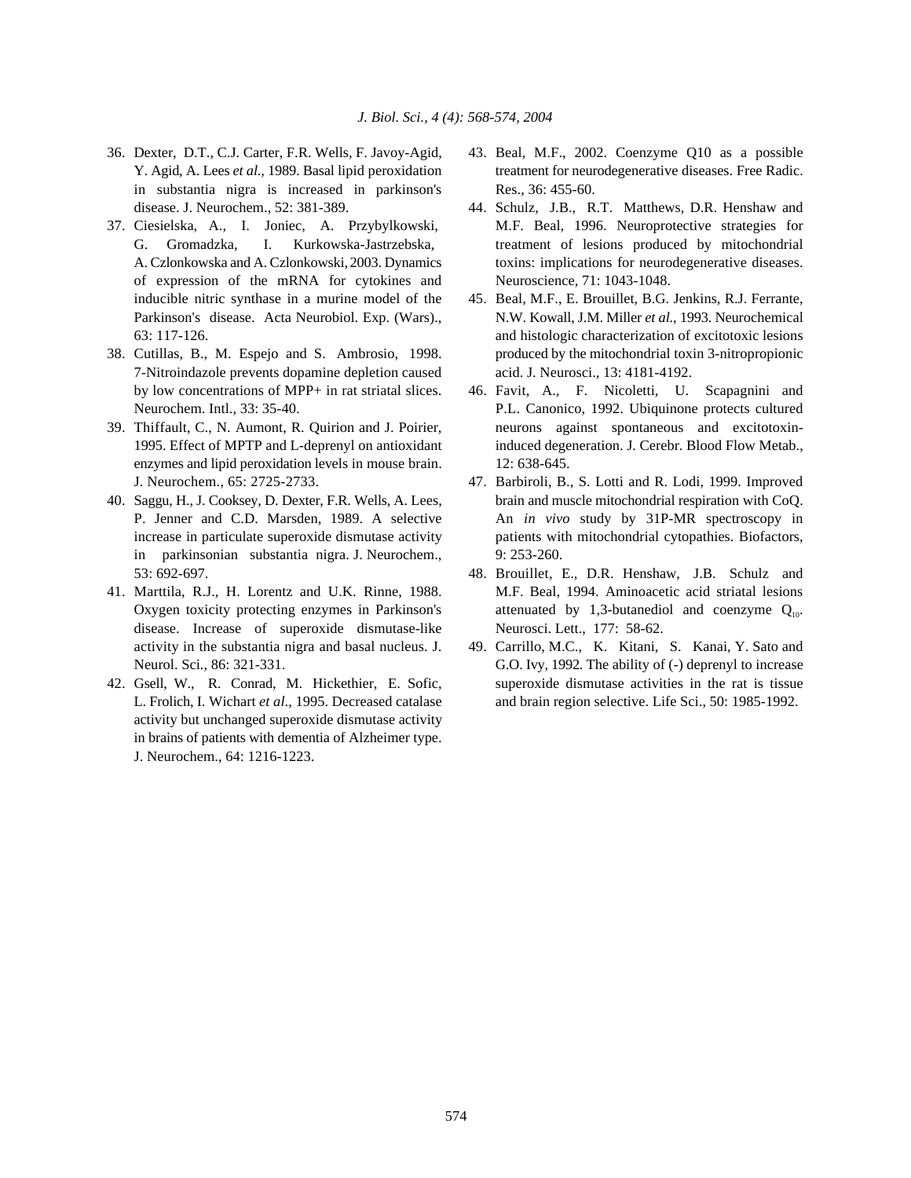36. Dexter, D.T., C.J. Carter, F.R. Wells, F. Javoy-Agid, Y. Agid, A. Lees *et al.*, 1989. Basal lipid peroxidation in substantia nigra is increased in parkinson's disease. J. Neurochem., 52: 381-389.
37. Ciesielska, A., I. Joniec, A. Przybylkowski, G. Gromadzka, I. Kurkowska-Jastrzebska, A. Czlonkowska and A. Czlonkowski, 2003. Dynamics of expression of the mRNA for cytokines and inducible nitric synthase in a murine model of the Parkinson's disease. Acta Neurobiol. Exp. (Wars)., 63: 117-126.
38. Cutillas, B., M. Espejo and S. Ambrosio, 1998. 7-Nitroindazole prevents dopamine depletion caused by low concentrations of MPP+ in rat striatal slices. Neurochem. Intl., 33: 35-40.
39. Thiffault, C., N. Aumont, R. Quirion and J. Poirier, 1995. Effect of MPTP and L-deprenyl on antioxidant enzymes and lipid peroxidation levels in mouse brain. J. Neurochem., 65: 2725-2733.
40. Saggu, H., J. Cooksey, D. Dexter, F.R. Wells, A. Lees, P. Jenner and C.D. Marsden, 1989. A selective increase in particulate superoxide dismutase activity in parkinsonian substantia nigra. J. Neurochem., 53: 692-697.
41. Marttila, R.J., H. Lorentz and U.K. Rinne, 1988. Oxygen toxicity protecting enzymes in Parkinson's disease. Increase of superoxide dismutase-like activity in the substantia nigra and basal nucleus. J. Neurol. Sci., 86: 321-331.
42. Gsell, W., R. Conrad, M. Hickethier, E. Sofic, L. Frolich, I. Wichart *et al*., 1995. Decreased catalase activity but unchanged superoxide dismutase activity in brains of patients with dementia of Alzheimer type. J. Neurochem., 64: 1216-1223.
43. Beal, M.F., 2002. Coenzyme Q10 as a possible treatment for neurodegenerative diseases. Free Radic. Res., 36: 455-60.
44. Schulz, J.B., R.T. Matthews, D.R. Henshaw and M.F. Beal, 1996. Neuroprotective strategies for treatment of lesions produced by mitochondrial toxins: implications for neurodegenerative diseases. Neuroscience, 71: 1043-1048.
45. Beal, M.F., E. Brouillet, B.G. Jenkins, R.J. Ferrante, N.W. Kowall, J.M. Miller *et al.*, 1993. Neurochemical and histologic characterization of excitotoxic lesions produced by the mitochondrial toxin 3-nitropropionic acid. J. Neurosci., 13: 4181-4192.
46. Favit, A., F. Nicoletti, U. Scapagnini and P.L. Canonico, 1992. Ubiquinone protects cultured neurons against spontaneous and excitotoxin-induced degeneration. J. Cerebr. Blood Flow Metab., 12: 638-645.
47. Barbiroli, B., S. Lotti and R. Lodi, 1999. Improved brain and muscle mitochondrial respiration with CoQ. An *in vivo* study by 31P-MR spectroscopy in patients with mitochondrial cytopathies. Biofactors, 9: 253-260.
48. Brouillet, E., D.R. Henshaw, J.B. Schulz and M.F. Beal, 1994. Aminoacetic acid striatal lesions attenuated by 1,3-butanediol and coenzyme $Q_{10}$. Neurosci. Lett., 177: 58-62.
49. Carrillo, M.C., K. Kitani, S. Kanai, Y. Sato and G.O. Ivy, 1992. The ability of (-) deprenyl to increase superoxide dismutase activities in the rat is tissue and brain region selective. Life Sci., 50: 1985-1992.